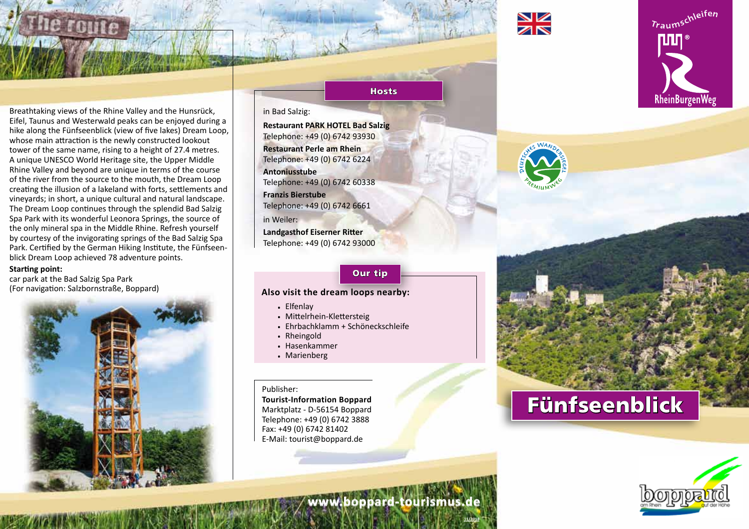# The route

Breathtaking views of the Rhine Valley and the Hunsrück, Eifel, Taunus and Westerwald peaks can be enjoyed during a hike along the Fünfseenblick (view of five lakes) Dream Loop, whose main attraction is the newly constructed lookout tower of the same name, rising to a height of 27.4 metres. A unique UNESCO World Heritage site, the Upper Middle Rhine Valley and beyond are unique in terms of the course of the river from the source to the mouth, the Dream Loop creating the illusion of a lakeland with forts, settlements and vineyards; in short, a unique cultural and natural landscape. The Dream Loop continues through the splendid Bad Salzig Spa Park with its wonderful Leonora Springs, the source of the only mineral spa in the Middle Rhine. Refresh yourself by courtesy of the invigorating springs of the Bad Salzig Spa Park. Certified by the German Hiking Institute, the Fünfseenblick Dream Loop achieved 78 adventure points.

**Starting point:**
car park at the Bad Salzig Spa Park
(For navigation: Salzbornstraße, Boppard)

## Hosts

in Bad Salzig:

**Restaurant PARK HOTEL Bad Salzig**
Telephone: +49 (0) 6742 93930

**Restaurant Perle am Rhein**
Telephone: +49 (0) 6742 6224

**Antoniusstube**
Telephone: +49 (0) 6742 60338

**Franzis Bierstube**
Telephone: +49 (0) 6742 6661

in Weiler:

**Landgasthof Eiserner Ritter**
Telephone: +49 (0) 6742 93000

## Our tip

**Also visit the dream loops nearby:**

- Elfenlay
- Mittelrhein-Klettersteig
- Ehrbachklamm + Schöneckschleife
- Rheingold
- Hasenkammer
- Marienberg

Publisher:
**Tourist-Information Boppard**
Marktplatz - D-56154 Boppard
Telephone: +49 (0) 6742 3888
Fax: +49 (0) 6742 81402
E-Mail: tourist@boppard.de

www.boppard-tourismus.de

Traumschleifen
RheinBurgenWeg

Deutsches Wandersiegel Premiumweg

# Fünfseenblick

boppard am Rhein auf der Höhe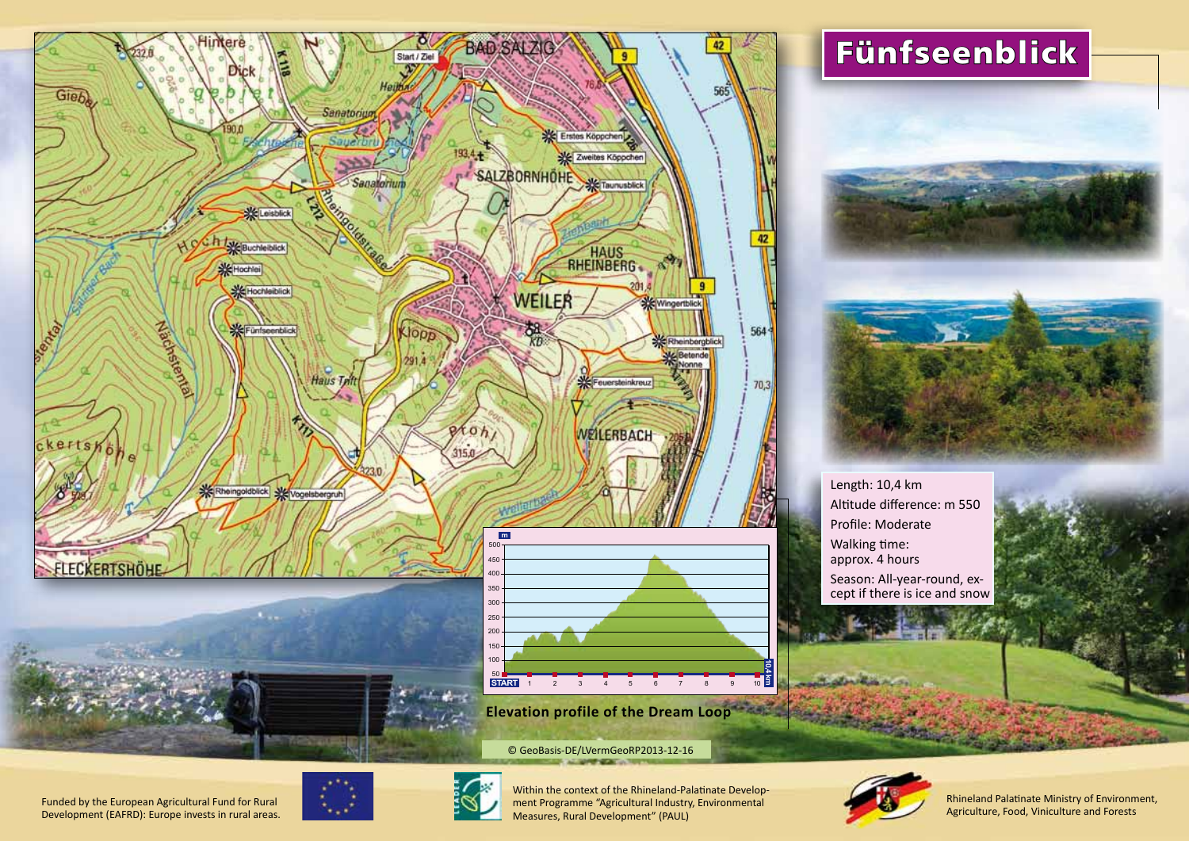# Fünfseenblick

Length: 10,4 km

Altitude difference: m 550

Profile: Moderate

Walking time: approx. 4 hours

Season: All-year-round, except if there is ice and snow

m
500
450
400
350
300
250
200
150
100
50
START 1 2 3 4 5 6 7 8 9 10
10,4 km

**Elevation profile of the Dream Loop**

© GeoBasis-DE/LVermGeoRP2013-12-16

Funded by the European Agricultural Fund for Rural Development (EAFRD): Europe invests in rural areas.

Within the context of the Rhineland-Palatinate Development Programme "Agricultural Industry, Environmental Measures, Rural Development" (PAUL)

Rhineland Palatinate Ministry of Environment, Agriculture, Food, Viniculture and Forests